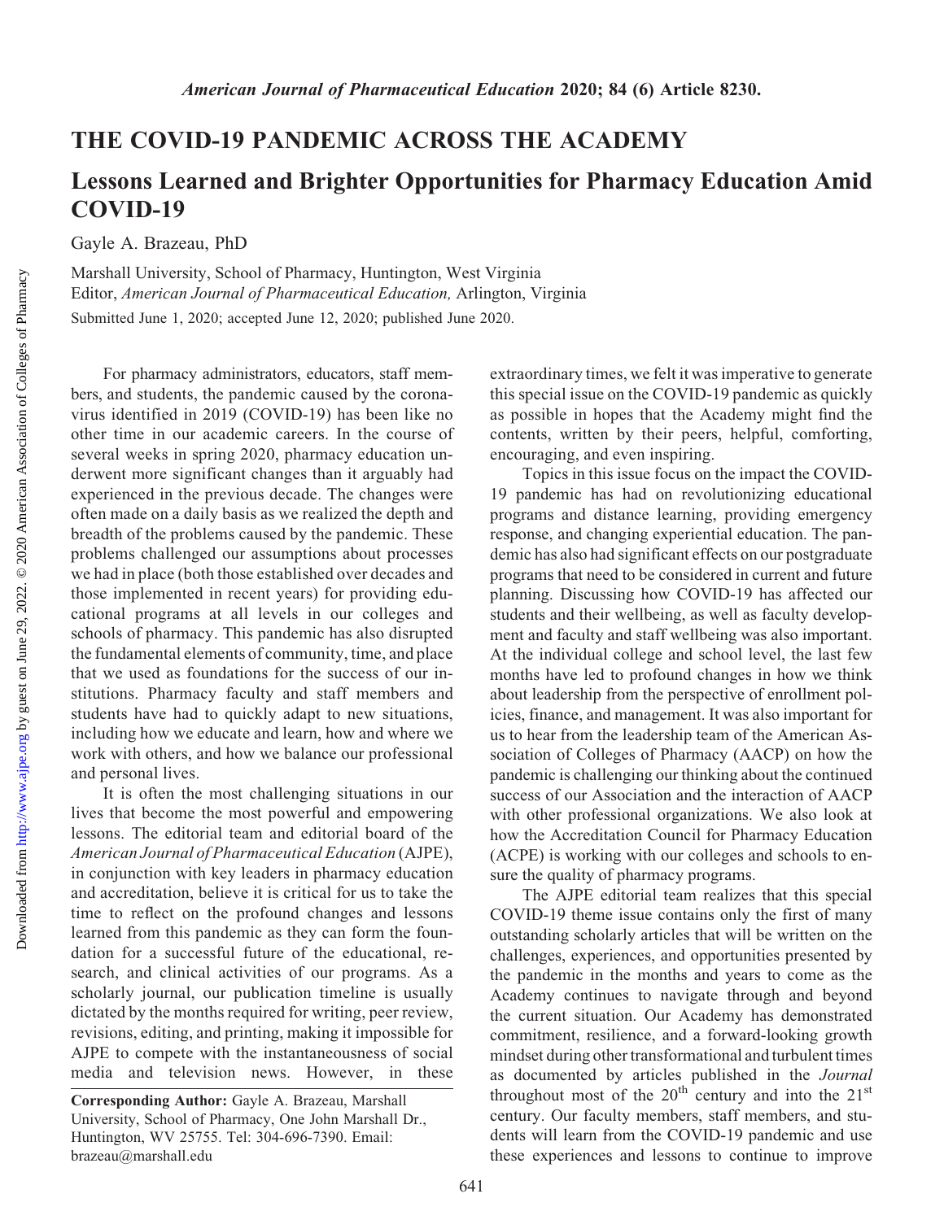# THE COVID-19 PANDEMIC ACROSS THE ACADEMY

## Lessons Learned and Brighter Opportunities for Pharmacy Education Amid COVID-19

Gayle A. Brazeau, PhD

Marshall University, School of Pharmacy, Huntington, West Virginia
Editor, *American Journal of Pharmaceutical Education,* Arlington, Virginia

Submitted June 1, 2020; accepted June 12, 2020; published June 2020.

For pharmacy administrators, educators, staff members, and students, the pandemic caused by the coronavirus identified in 2019 (COVID-19) has been like no other time in our academic careers. In the course of several weeks in spring 2020, pharmacy education underwent more significant changes than it arguably had experienced in the previous decade. The changes were often made on a daily basis as we realized the depth and breadth of the problems caused by the pandemic. These problems challenged our assumptions about processes we had in place (both those established over decades and those implemented in recent years) for providing educational programs at all levels in our colleges and schools of pharmacy. This pandemic has also disrupted the fundamental elements of community, time, and place that we used as foundations for the success of our institutions. Pharmacy faculty and staff members and students have had to quickly adapt to new situations, including how we educate and learn, how and where we work with others, and how we balance our professional and personal lives.

It is often the most challenging situations in our lives that become the most powerful and empowering lessons. The editorial team and editorial board of the *American Journal of Pharmaceutical Education* (AJPE), in conjunction with key leaders in pharmacy education and accreditation, believe it is critical for us to take the time to reflect on the profound changes and lessons learned from this pandemic as they can form the foundation for a successful future of the educational, research, and clinical activities of our programs. As a scholarly journal, our publication timeline is usually dictated by the months required for writing, peer review, revisions, editing, and printing, making it impossible for AJPE to compete with the instantaneousness of social media and television news. However, in these extraordinary times, we felt it was imperative to generate this special issue on the COVID-19 pandemic as quickly as possible in hopes that the Academy might find the contents, written by their peers, helpful, comforting, encouraging, and even inspiring.

Topics in this issue focus on the impact the COVID-19 pandemic has had on revolutionizing educational programs and distance learning, providing emergency response, and changing experiential education. The pandemic has also had significant effects on our postgraduate programs that need to be considered in current and future planning. Discussing how COVID-19 has affected our students and their wellbeing, as well as faculty development and faculty and staff wellbeing was also important. At the individual college and school level, the last few months have led to profound changes in how we think about leadership from the perspective of enrollment policies, finance, and management. It was also important for us to hear from the leadership team of the American Association of Colleges of Pharmacy (AACP) on how the pandemic is challenging our thinking about the continued success of our Association and the interaction of AACP with other professional organizations. We also look at how the Accreditation Council for Pharmacy Education (ACPE) is working with our colleges and schools to ensure the quality of pharmacy programs.

The AJPE editorial team realizes that this special COVID-19 theme issue contains only the first of many outstanding scholarly articles that will be written on the challenges, experiences, and opportunities presented by the pandemic in the months and years to come as the Academy continues to navigate through and beyond the current situation. Our Academy has demonstrated commitment, resilience, and a forward-looking growth mindset during other transformational and turbulent times as documented by articles published in the *Journal* throughout most of the 20th century and into the 21st century. Our faculty members, staff members, and students will learn from the COVID-19 pandemic and use these experiences and lessons to continue to improve

**Corresponding Author:** Gayle A. Brazeau, Marshall University, School of Pharmacy, One John Marshall Dr., Huntington, WV 25755. Tel: 304-696-7390. Email: brazeau@marshall.edu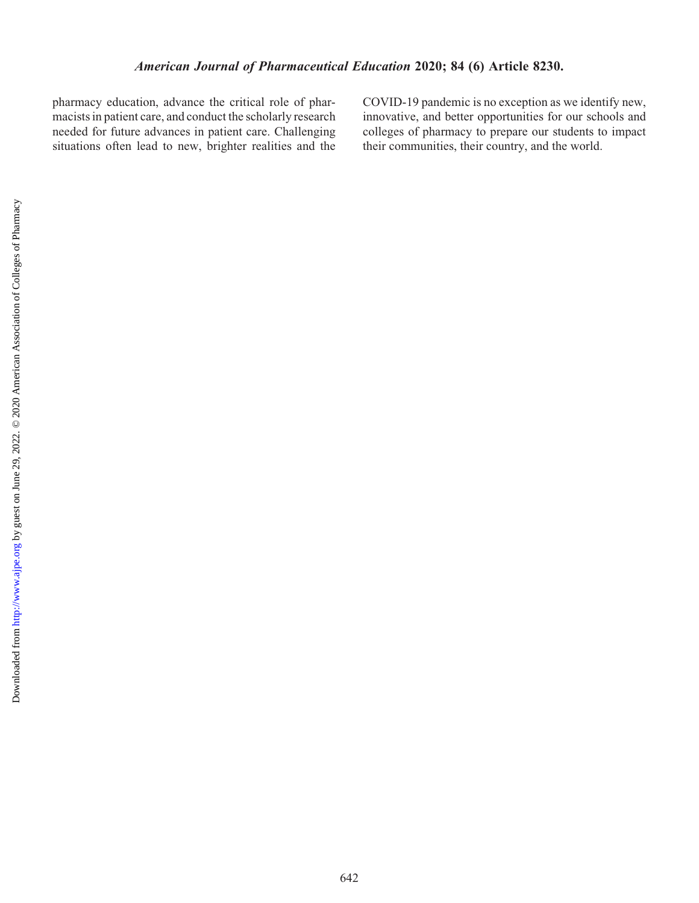pharmacy education, advance the critical role of pharmacists in patient care, and conduct the scholarly research needed for future advances in patient care. Challenging situations often lead to new, brighter realities and the COVID-19 pandemic is no exception as we identify new, innovative, and better opportunities for our schools and colleges of pharmacy to prepare our students to impact their communities, their country, and the world.